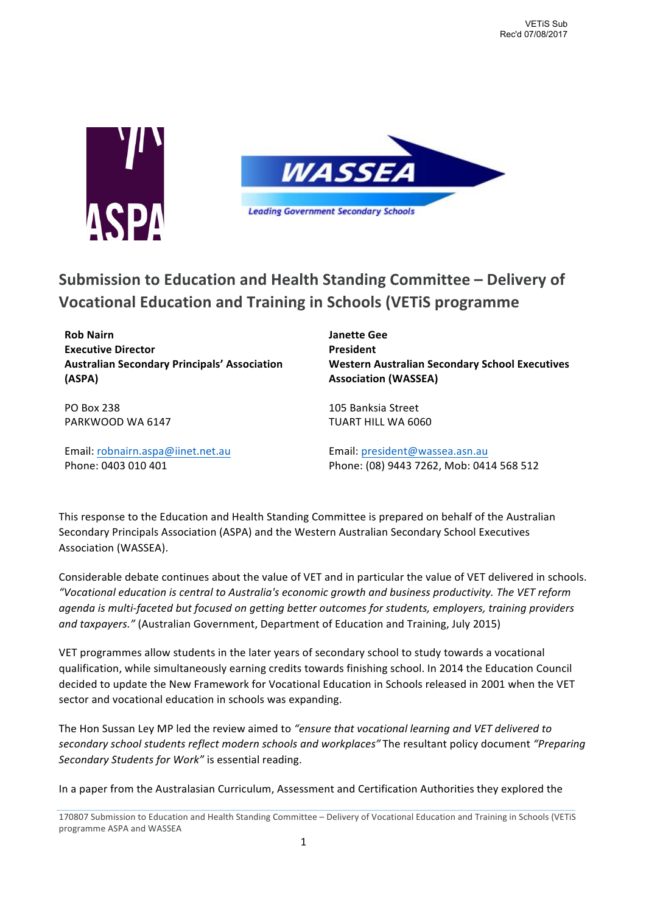VETiS Sub
Rec'd 07/08/2017

# Submission to Education and Health Standing Committee – Delivery of Vocational Education and Training in Schools (VETiS programme

**Rob Nairn**
**Executive Director**
**Australian Secondary Principals' Association (ASPA)**

PO Box 238
PARKWOOD WA 6147

Email: robnairn.aspa@iinet.net.au
Phone: 0403 010 401

**Janette Gee**
**President**
**Western Australian Secondary School Executives Association (WASSEA)**

105 Banksia Street
TUART HILL WA 6060

Email: president@wassea.asn.au
Phone: (08) 9443 7262, Mob: 0414 568 512

This response to the Education and Health Standing Committee is prepared on behalf of the Australian Secondary Principals Association (ASPA) and the Western Australian Secondary School Executives Association (WASSEA).

Considerable debate continues about the value of VET and in particular the value of VET delivered in schools. *"Vocational education is central to Australia's economic growth and business productivity. The VET reform agenda is multi-faceted but focused on getting better outcomes for students, employers, training providers and taxpayers."* (Australian Government, Department of Education and Training, July 2015)

VET programmes allow students in the later years of secondary school to study towards a vocational qualification, while simultaneously earning credits towards finishing school. In 2014 the Education Council decided to update the New Framework for Vocational Education in Schools released in 2001 when the VET sector and vocational education in schools was expanding.

The Hon Sussan Ley MP led the review aimed to *"ensure that vocational learning and VET delivered to secondary school students reflect modern schools and workplaces"* The resultant policy document *"Preparing Secondary Students for Work"* is essential reading.

In a paper from the Australasian Curriculum, Assessment and Certification Authorities they explored the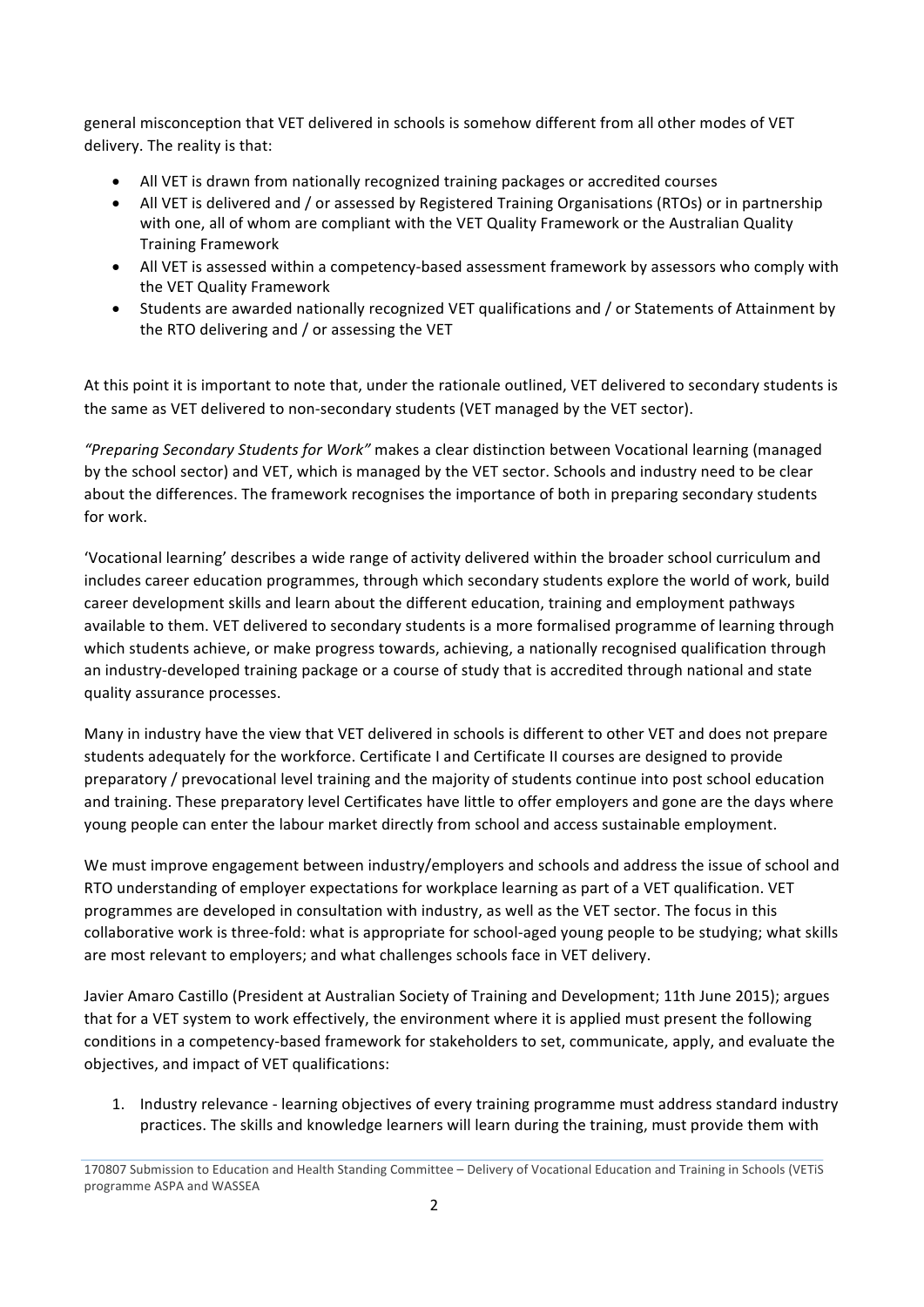general misconception that VET delivered in schools is somehow different from all other modes of VET delivery. The reality is that:

- All VET is drawn from nationally recognized training packages or accredited courses
- All VET is delivered and / or assessed by Registered Training Organisations (RTOs) or in partnership with one, all of whom are compliant with the VET Quality Framework or the Australian Quality Training Framework
- All VET is assessed within a competency-based assessment framework by assessors who comply with the VET Quality Framework
- Students are awarded nationally recognized VET qualifications and / or Statements of Attainment by the RTO delivering and / or assessing the VET

At this point it is important to note that, under the rationale outlined, VET delivered to secondary students is the same as VET delivered to non-secondary students (VET managed by the VET sector).

*"Preparing Secondary Students for Work"* makes a clear distinction between Vocational learning (managed by the school sector) and VET, which is managed by the VET sector. Schools and industry need to be clear about the differences. The framework recognises the importance of both in preparing secondary students for work.

'Vocational learning' describes a wide range of activity delivered within the broader school curriculum and includes career education programmes, through which secondary students explore the world of work, build career development skills and learn about the different education, training and employment pathways available to them. VET delivered to secondary students is a more formalised programme of learning through which students achieve, or make progress towards, achieving, a nationally recognised qualification through an industry-developed training package or a course of study that is accredited through national and state quality assurance processes.

Many in industry have the view that VET delivered in schools is different to other VET and does not prepare students adequately for the workforce. Certificate I and Certificate II courses are designed to provide preparatory / prevocational level training and the majority of students continue into post school education and training. These preparatory level Certificates have little to offer employers and gone are the days where young people can enter the labour market directly from school and access sustainable employment.

We must improve engagement between industry/employers and schools and address the issue of school and RTO understanding of employer expectations for workplace learning as part of a VET qualification. VET programmes are developed in consultation with industry, as well as the VET sector. The focus in this collaborative work is three-fold: what is appropriate for school-aged young people to be studying; what skills are most relevant to employers; and what challenges schools face in VET delivery.

Javier Amaro Castillo (President at Australian Society of Training and Development; 11th June 2015); argues that for a VET system to work effectively, the environment where it is applied must present the following conditions in a competency-based framework for stakeholders to set, communicate, apply, and evaluate the objectives, and impact of VET qualifications:

1. Industry relevance - learning objectives of every training programme must address standard industry practices. The skills and knowledge learners will learn during the training, must provide them with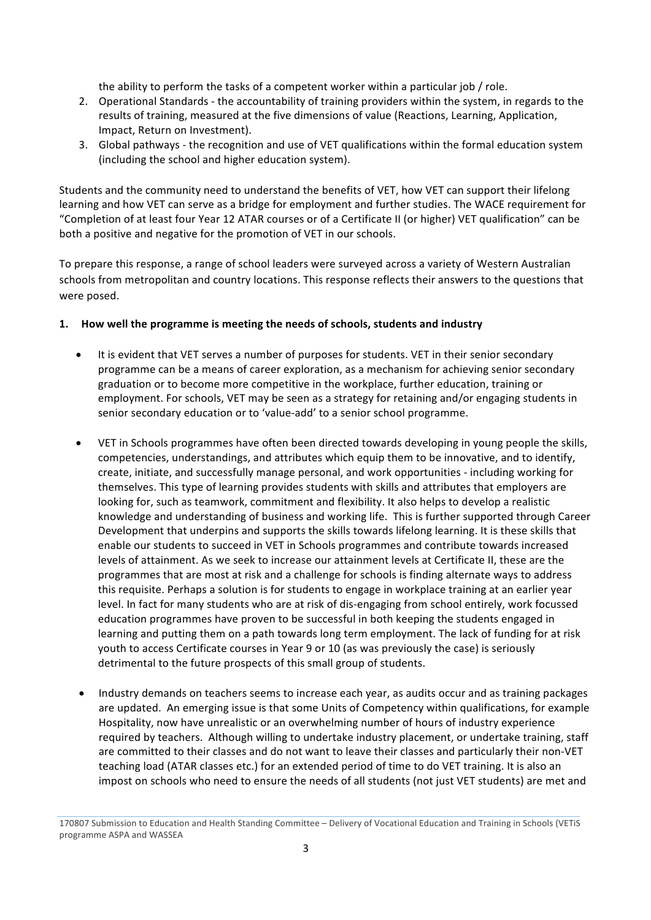the ability to perform the tasks of a competent worker within a particular job / role.

2. Operational Standards - the accountability of training providers within the system, in regards to the results of training, measured at the five dimensions of value (Reactions, Learning, Application, Impact, Return on Investment).
3. Global pathways - the recognition and use of VET qualifications within the formal education system (including the school and higher education system).

Students and the community need to understand the benefits of VET, how VET can support their lifelong learning and how VET can serve as a bridge for employment and further studies. The WACE requirement for "Completion of at least four Year 12 ATAR courses or of a Certificate II (or higher) VET qualification" can be both a positive and negative for the promotion of VET in our schools.

To prepare this response, a range of school leaders were surveyed across a variety of Western Australian schools from metropolitan and country locations. This response reflects their answers to the questions that were posed.

**1. How well the programme is meeting the needs of schools, students and industry**

- It is evident that VET serves a number of purposes for students. VET in their senior secondary programme can be a means of career exploration, as a mechanism for achieving senior secondary graduation or to become more competitive in the workplace, further education, training or employment. For schools, VET may be seen as a strategy for retaining and/or engaging students in senior secondary education or to 'value-add' to a senior school programme.

- VET in Schools programmes have often been directed towards developing in young people the skills, competencies, understandings, and attributes which equip them to be innovative, and to identify, create, initiate, and successfully manage personal, and work opportunities - including working for themselves. This type of learning provides students with skills and attributes that employers are looking for, such as teamwork, commitment and flexibility. It also helps to develop a realistic knowledge and understanding of business and working life. This is further supported through Career Development that underpins and supports the skills towards lifelong learning. It is these skills that enable our students to succeed in VET in Schools programmes and contribute towards increased levels of attainment. As we seek to increase our attainment levels at Certificate II, these are the programmes that are most at risk and a challenge for schools is finding alternate ways to address this requisite. Perhaps a solution is for students to engage in workplace training at an earlier year level. In fact for many students who are at risk of dis-engaging from school entirely, work focussed education programmes have proven to be successful in both keeping the students engaged in learning and putting them on a path towards long term employment. The lack of funding for at risk youth to access Certificate courses in Year 9 or 10 (as was previously the case) is seriously detrimental to the future prospects of this small group of students.

- Industry demands on teachers seems to increase each year, as audits occur and as training packages are updated. An emerging issue is that some Units of Competency within qualifications, for example Hospitality, now have unrealistic or an overwhelming number of hours of industry experience required by teachers. Although willing to undertake industry placement, or undertake training, staff are committed to their classes and do not want to leave their classes and particularly their non-VET teaching load (ATAR classes etc.) for an extended period of time to do VET training. It is also an impost on schools who need to ensure the needs of all students (not just VET students) are met and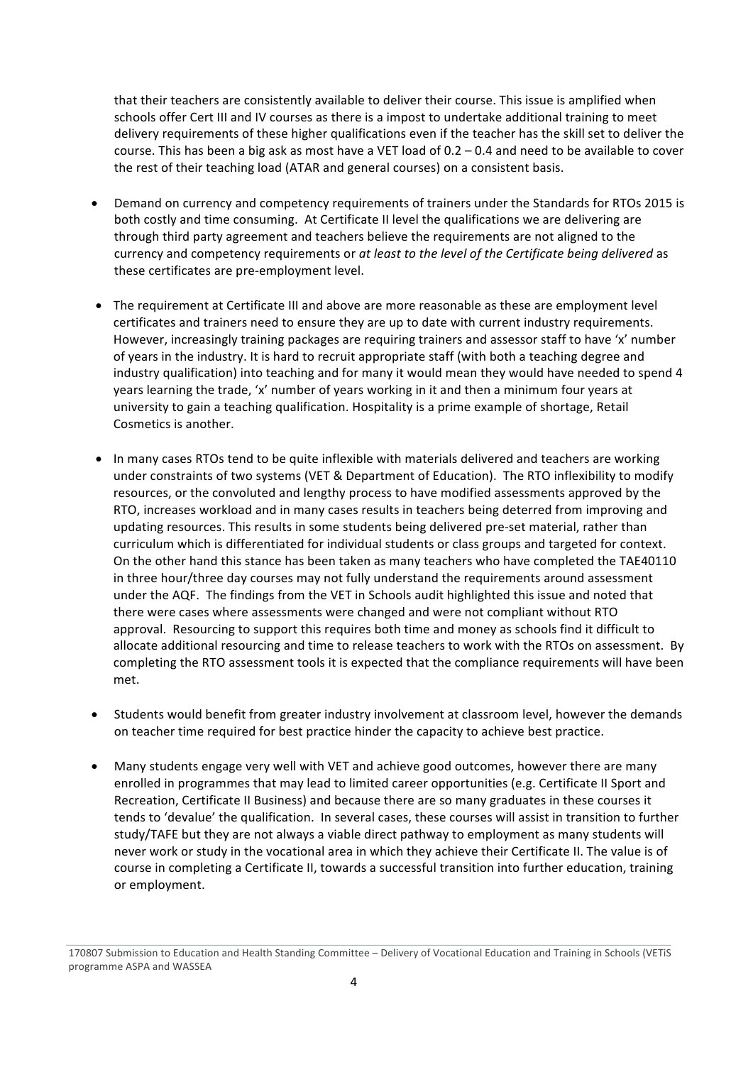that their teachers are consistently available to deliver their course. This issue is amplified when schools offer Cert III and IV courses as there is a impost to undertake additional training to meet delivery requirements of these higher qualifications even if the teacher has the skill set to deliver the course. This has been a big ask as most have a VET load of 0.2 – 0.4 and need to be available to cover the rest of their teaching load (ATAR and general courses) on a consistent basis.

- Demand on currency and competency requirements of trainers under the Standards for RTOs 2015 is both costly and time consuming. At Certificate II level the qualifications we are delivering are through third party agreement and teachers believe the requirements are not aligned to the currency and competency requirements or *at least to the level of the Certificate being delivered* as these certificates are pre-employment level.

- The requirement at Certificate III and above are more reasonable as these are employment level certificates and trainers need to ensure they are up to date with current industry requirements. However, increasingly training packages are requiring trainers and assessor staff to have 'x' number of years in the industry. It is hard to recruit appropriate staff (with both a teaching degree and industry qualification) into teaching and for many it would mean they would have needed to spend 4 years learning the trade, 'x' number of years working in it and then a minimum four years at university to gain a teaching qualification. Hospitality is a prime example of shortage, Retail Cosmetics is another.

- In many cases RTOs tend to be quite inflexible with materials delivered and teachers are working under constraints of two systems (VET & Department of Education). The RTO inflexibility to modify resources, or the convoluted and lengthy process to have modified assessments approved by the RTO, increases workload and in many cases results in teachers being deterred from improving and updating resources. This results in some students being delivered pre-set material, rather than curriculum which is differentiated for individual students or class groups and targeted for context. On the other hand this stance has been taken as many teachers who have completed the TAE40110 in three hour/three day courses may not fully understand the requirements around assessment under the AQF. The findings from the VET in Schools audit highlighted this issue and noted that there were cases where assessments were changed and were not compliant without RTO approval. Resourcing to support this requires both time and money as schools find it difficult to allocate additional resourcing and time to release teachers to work with the RTOs on assessment. By completing the RTO assessment tools it is expected that the compliance requirements will have been met.

- Students would benefit from greater industry involvement at classroom level, however the demands on teacher time required for best practice hinder the capacity to achieve best practice.

- Many students engage very well with VET and achieve good outcomes, however there are many enrolled in programmes that may lead to limited career opportunities (e.g. Certificate II Sport and Recreation, Certificate II Business) and because there are so many graduates in these courses it tends to 'devalue' the qualification. In several cases, these courses will assist in transition to further study/TAFE but they are not always a viable direct pathway to employment as many students will never work or study in the vocational area in which they achieve their Certificate II. The value is of course in completing a Certificate II, towards a successful transition into further education, training or employment.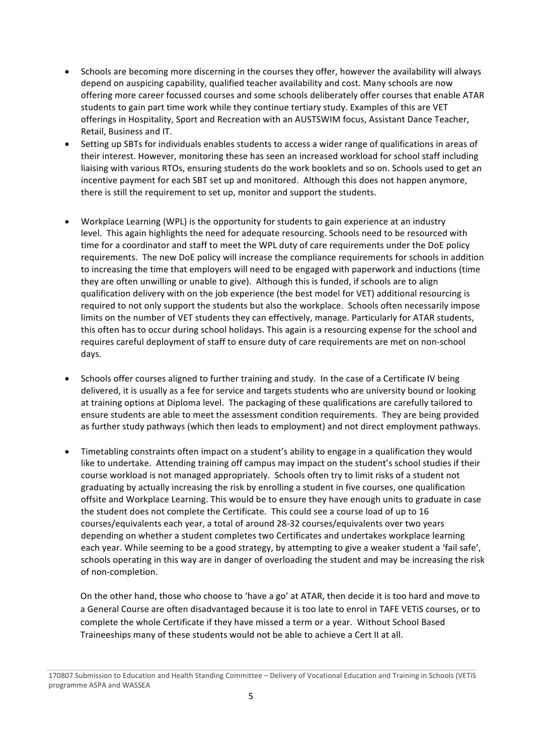- Schools are becoming more discerning in the courses they offer, however the availability will always depend on auspicing capability, qualified teacher availability and cost. Many schools are now offering more career focussed courses and some schools deliberately offer courses that enable ATAR students to gain part time work while they continue tertiary study. Examples of this are VET offerings in Hospitality, Sport and Recreation with an AUSTSWIM focus, Assistant Dance Teacher, Retail, Business and IT.
- Setting up SBTs for individuals enables students to access a wider range of qualifications in areas of their interest. However, monitoring these has seen an increased workload for school staff including liaising with various RTOs, ensuring students do the work booklets and so on. Schools used to get an incentive payment for each SBT set up and monitored. Although this does not happen anymore, there is still the requirement to set up, monitor and support the students.
- Workplace Learning (WPL) is the opportunity for students to gain experience at an industry level. This again highlights the need for adequate resourcing. Schools need to be resourced with time for a coordinator and staff to meet the WPL duty of care requirements under the DoE policy requirements. The new DoE policy will increase the compliance requirements for schools in addition to increasing the time that employers will need to be engaged with paperwork and inductions (time they are often unwilling or unable to give). Although this is funded, if schools are to align qualification delivery with on the job experience (the best model for VET) additional resourcing is required to not only support the students but also the workplace. Schools often necessarily impose limits on the number of VET students they can effectively, manage. Particularly for ATAR students, this often has to occur during school holidays. This again is a resourcing expense for the school and requires careful deployment of staff to ensure duty of care requirements are met on non-school days.
- Schools offer courses aligned to further training and study. In the case of a Certificate IV being delivered, it is usually as a fee for service and targets students who are university bound or looking at training options at Diploma level. The packaging of these qualifications are carefully tailored to ensure students are able to meet the assessment condition requirements. They are being provided as further study pathways (which then leads to employment) and not direct employment pathways.
- Timetabling constraints often impact on a student's ability to engage in a qualification they would like to undertake. Attending training off campus may impact on the student's school studies if their course workload is not managed appropriately. Schools often try to limit risks of a student not graduating by actually increasing the risk by enrolling a student in five courses, one qualification offsite and Workplace Learning. This would be to ensure they have enough units to graduate in case the student does not complete the Certificate. This could see a course load of up to 16 courses/equivalents each year, a total of around 28-32 courses/equivalents over two years depending on whether a student completes two Certificates and undertakes workplace learning each year. While seeming to be a good strategy, by attempting to give a weaker student a 'fail safe', schools operating in this way are in danger of overloading the student and may be increasing the risk of non-completion.

  On the other hand, those who choose to 'have a go' at ATAR, then decide it is too hard and move to a General Course are often disadvantaged because it is too late to enrol in TAFE VETiS courses, or to complete the whole Certificate if they have missed a term or a year. Without School Based Traineeships many of these students would not be able to achieve a Cert II at all.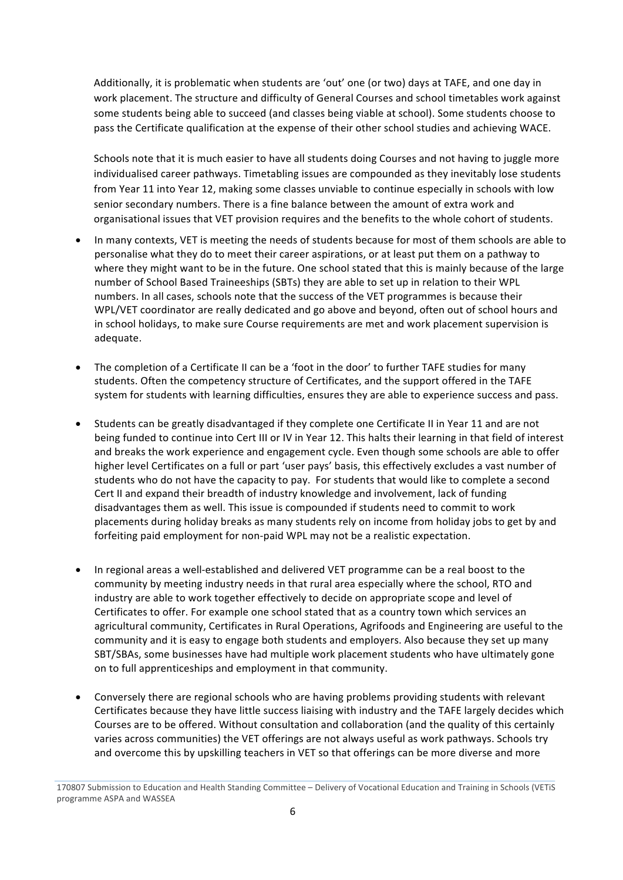Additionally, it is problematic when students are 'out' one (or two) days at TAFE, and one day in work placement. The structure and difficulty of General Courses and school timetables work against some students being able to succeed (and classes being viable at school). Some students choose to pass the Certificate qualification at the expense of their other school studies and achieving WACE.

Schools note that it is much easier to have all students doing Courses and not having to juggle more individualised career pathways. Timetabling issues are compounded as they inevitably lose students from Year 11 into Year 12, making some classes unviable to continue especially in schools with low senior secondary numbers. There is a fine balance between the amount of extra work and organisational issues that VET provision requires and the benefits to the whole cohort of students.

- In many contexts, VET is meeting the needs of students because for most of them schools are able to personalise what they do to meet their career aspirations, or at least put them on a pathway to where they might want to be in the future. One school stated that this is mainly because of the large number of School Based Traineeships (SBTs) they are able to set up in relation to their WPL numbers. In all cases, schools note that the success of the VET programmes is because their WPL/VET coordinator are really dedicated and go above and beyond, often out of school hours and in school holidays, to make sure Course requirements are met and work placement supervision is adequate.

- The completion of a Certificate II can be a 'foot in the door' to further TAFE studies for many students. Often the competency structure of Certificates, and the support offered in the TAFE system for students with learning difficulties, ensures they are able to experience success and pass.

- Students can be greatly disadvantaged if they complete one Certificate II in Year 11 and are not being funded to continue into Cert III or IV in Year 12. This halts their learning in that field of interest and breaks the work experience and engagement cycle. Even though some schools are able to offer higher level Certificates on a full or part 'user pays' basis, this effectively excludes a vast number of students who do not have the capacity to pay. For students that would like to complete a second Cert II and expand their breadth of industry knowledge and involvement, lack of funding disadvantages them as well. This issue is compounded if students need to commit to work placements during holiday breaks as many students rely on income from holiday jobs to get by and forfeiting paid employment for non-paid WPL may not be a realistic expectation.

- In regional areas a well-established and delivered VET programme can be a real boost to the community by meeting industry needs in that rural area especially where the school, RTO and industry are able to work together effectively to decide on appropriate scope and level of Certificates to offer. For example one school stated that as a country town which services an agricultural community, Certificates in Rural Operations, Agrifoods and Engineering are useful to the community and it is easy to engage both students and employers. Also because they set up many SBT/SBAs, some businesses have had multiple work placement students who have ultimately gone on to full apprenticeships and employment in that community.

- Conversely there are regional schools who are having problems providing students with relevant Certificates because they have little success liaising with industry and the TAFE largely decides which Courses are to be offered. Without consultation and collaboration (and the quality of this certainly varies across communities) the VET offerings are not always useful as work pathways. Schools try and overcome this by upskilling teachers in VET so that offerings can be more diverse and more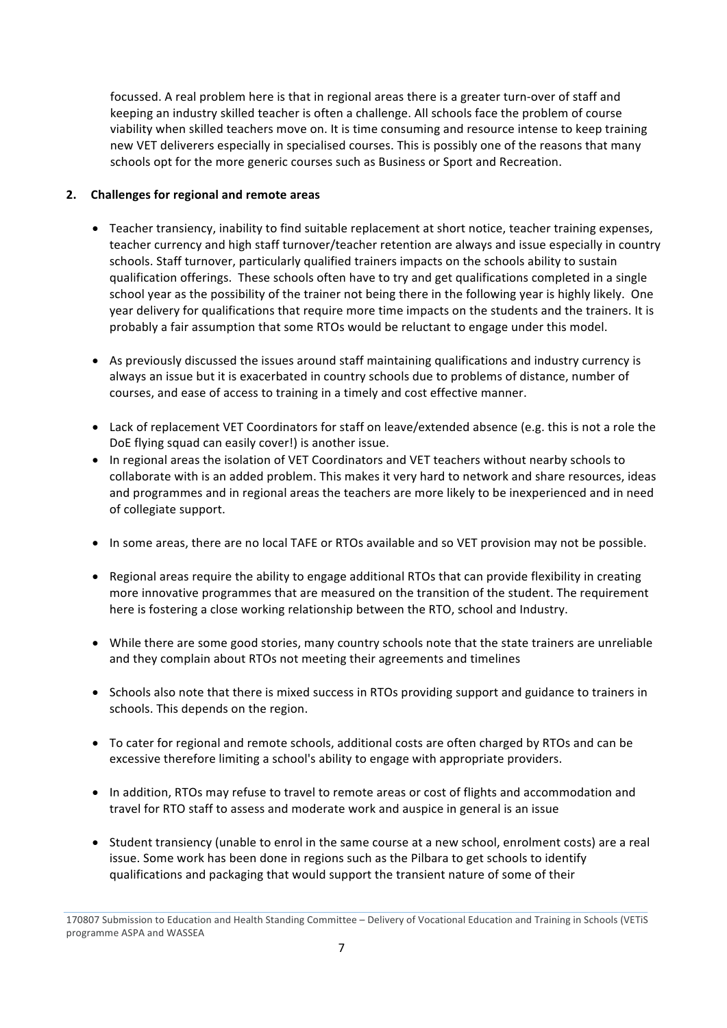focussed. A real problem here is that in regional areas there is a greater turn-over of staff and keeping an industry skilled teacher is often a challenge. All schools face the problem of course viability when skilled teachers move on. It is time consuming and resource intense to keep training new VET deliverers especially in specialised courses. This is possibly one of the reasons that many schools opt for the more generic courses such as Business or Sport and Recreation.

## 2. Challenges for regional and remote areas

- Teacher transiency, inability to find suitable replacement at short notice, teacher training expenses, teacher currency and high staff turnover/teacher retention are always and issue especially in country schools. Staff turnover, particularly qualified trainers impacts on the schools ability to sustain qualification offerings. These schools often have to try and get qualifications completed in a single school year as the possibility of the trainer not being there in the following year is highly likely. One year delivery for qualifications that require more time impacts on the students and the trainers. It is probably a fair assumption that some RTOs would be reluctant to engage under this model.

- As previously discussed the issues around staff maintaining qualifications and industry currency is always an issue but it is exacerbated in country schools due to problems of distance, number of courses, and ease of access to training in a timely and cost effective manner.

- Lack of replacement VET Coordinators for staff on leave/extended absence (e.g. this is not a role the DoE flying squad can easily cover!) is another issue.
- In regional areas the isolation of VET Coordinators and VET teachers without nearby schools to collaborate with is an added problem. This makes it very hard to network and share resources, ideas and programmes and in regional areas the teachers are more likely to be inexperienced and in need of collegiate support.

- In some areas, there are no local TAFE or RTOs available and so VET provision may not be possible.

- Regional areas require the ability to engage additional RTOs that can provide flexibility in creating more innovative programmes that are measured on the transition of the student. The requirement here is fostering a close working relationship between the RTO, school and Industry.

- While there are some good stories, many country schools note that the state trainers are unreliable and they complain about RTOs not meeting their agreements and timelines

- Schools also note that there is mixed success in RTOs providing support and guidance to trainers in schools. This depends on the region.

- To cater for regional and remote schools, additional costs are often charged by RTOs and can be excessive therefore limiting a school's ability to engage with appropriate providers.

- In addition, RTOs may refuse to travel to remote areas or cost of flights and accommodation and travel for RTO staff to assess and moderate work and auspice in general is an issue

- Student transiency (unable to enrol in the same course at a new school, enrolment costs) are a real issue. Some work has been done in regions such as the Pilbara to get schools to identify qualifications and packaging that would support the transient nature of some of their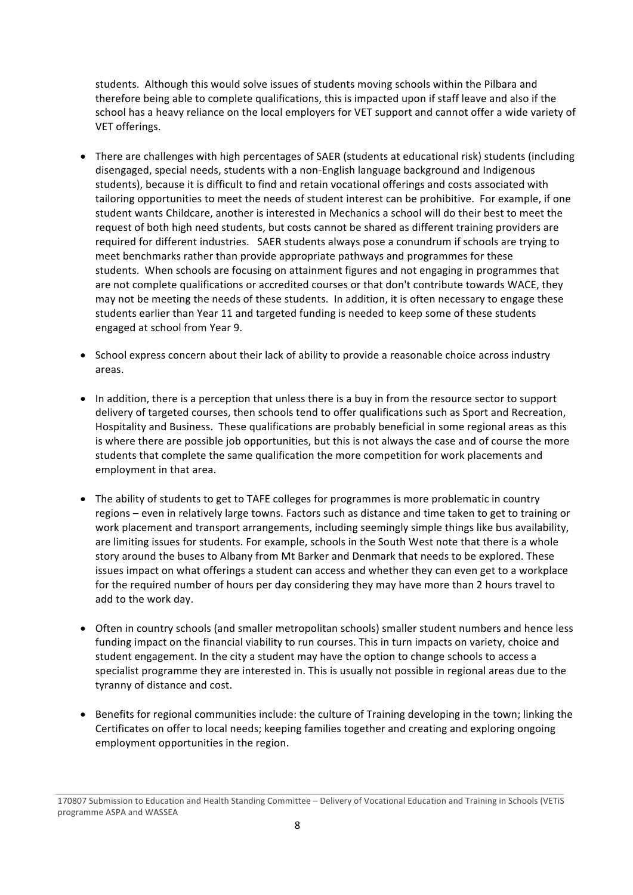students. Although this would solve issues of students moving schools within the Pilbara and therefore being able to complete qualifications, this is impacted upon if staff leave and also if the school has a heavy reliance on the local employers for VET support and cannot offer a wide variety of VET offerings.

- There are challenges with high percentages of SAER (students at educational risk) students (including disengaged, special needs, students with a non-English language background and Indigenous students), because it is difficult to find and retain vocational offerings and costs associated with tailoring opportunities to meet the needs of student interest can be prohibitive. For example, if one student wants Childcare, another is interested in Mechanics a school will do their best to meet the request of both high need students, but costs cannot be shared as different training providers are required for different industries. SAER students always pose a conundrum if schools are trying to meet benchmarks rather than provide appropriate pathways and programmes for these students. When schools are focusing on attainment figures and not engaging in programmes that are not complete qualifications or accredited courses or that don't contribute towards WACE, they may not be meeting the needs of these students. In addition, it is often necessary to engage these students earlier than Year 11 and targeted funding is needed to keep some of these students engaged at school from Year 9.

- School express concern about their lack of ability to provide a reasonable choice across industry areas.

- In addition, there is a perception that unless there is a buy in from the resource sector to support delivery of targeted courses, then schools tend to offer qualifications such as Sport and Recreation, Hospitality and Business. These qualifications are probably beneficial in some regional areas as this is where there are possible job opportunities, but this is not always the case and of course the more students that complete the same qualification the more competition for work placements and employment in that area.

- The ability of students to get to TAFE colleges for programmes is more problematic in country regions – even in relatively large towns. Factors such as distance and time taken to get to training or work placement and transport arrangements, including seemingly simple things like bus availability, are limiting issues for students. For example, schools in the South West note that there is a whole story around the buses to Albany from Mt Barker and Denmark that needs to be explored. These issues impact on what offerings a student can access and whether they can even get to a workplace for the required number of hours per day considering they may have more than 2 hours travel to add to the work day.

- Often in country schools (and smaller metropolitan schools) smaller student numbers and hence less funding impact on the financial viability to run courses. This in turn impacts on variety, choice and student engagement. In the city a student may have the option to change schools to access a specialist programme they are interested in. This is usually not possible in regional areas due to the tyranny of distance and cost.

- Benefits for regional communities include: the culture of Training developing in the town; linking the Certificates on offer to local needs; keeping families together and creating and exploring ongoing employment opportunities in the region.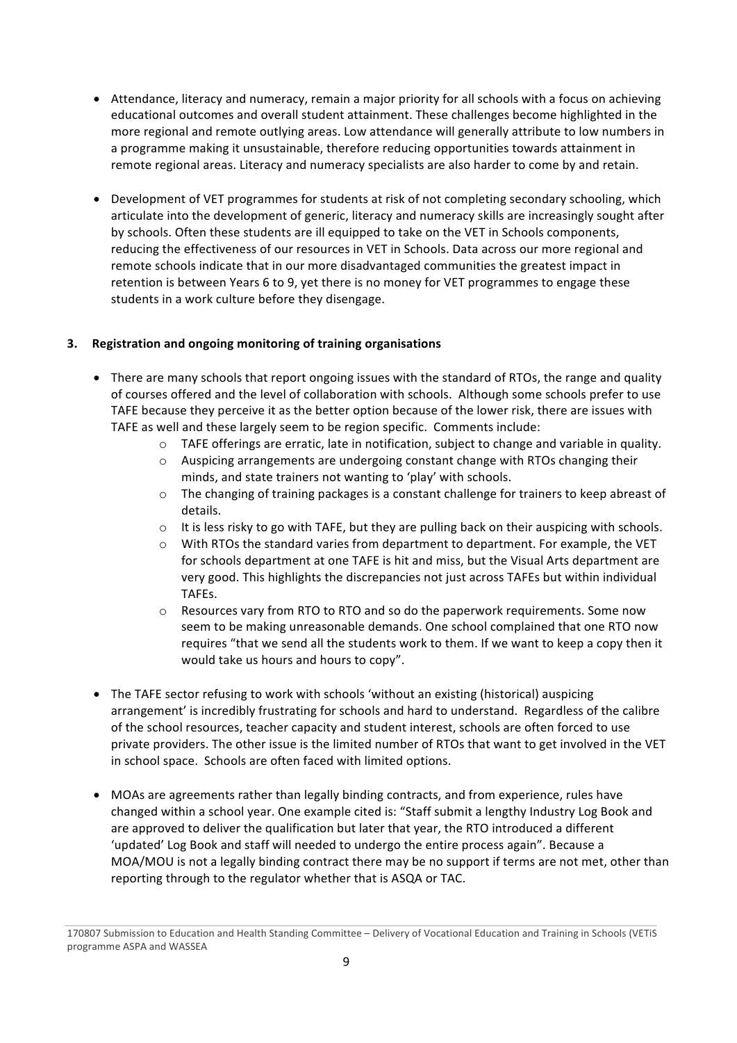- Attendance, literacy and numeracy, remain a major priority for all schools with a focus on achieving educational outcomes and overall student attainment. These challenges become highlighted in the more regional and remote outlying areas. Low attendance will generally attribute to low numbers in a programme making it unsustainable, therefore reducing opportunities towards attainment in remote regional areas. Literacy and numeracy specialists are also harder to come by and retain.

- Development of VET programmes for students at risk of not completing secondary schooling, which articulate into the development of generic, literacy and numeracy skills are increasingly sought after by schools. Often these students are ill equipped to take on the VET in Schools components, reducing the effectiveness of our resources in VET in Schools. Data across our more regional and remote schools indicate that in our more disadvantaged communities the greatest impact in retention is between Years 6 to 9, yet there is no money for VET programmes to engage these students in a work culture before they disengage.

### 3. Registration and ongoing monitoring of training organisations

- There are many schools that report ongoing issues with the standard of RTOs, the range and quality of courses offered and the level of collaboration with schools. Although some schools prefer to use TAFE because they perceive it as the better option because of the lower risk, there are issues with TAFE as well and these largely seem to be region specific. Comments include:
  - TAFE offerings are erratic, late in notification, subject to change and variable in quality.
  - Auspicing arrangements are undergoing constant change with RTOs changing their minds, and state trainers not wanting to 'play' with schools.
  - The changing of training packages is a constant challenge for trainers to keep abreast of details.
  - It is less risky to go with TAFE, but they are pulling back on their auspicing with schools.
  - With RTOs the standard varies from department to department. For example, the VET for schools department at one TAFE is hit and miss, but the Visual Arts department are very good. This highlights the discrepancies not just across TAFEs but within individual TAFEs.
  - Resources vary from RTO to RTO and so do the paperwork requirements. Some now seem to be making unreasonable demands. One school complained that one RTO now requires "that we send all the students work to them. If we want to keep a copy then it would take us hours and hours to copy".

- The TAFE sector refusing to work with schools 'without an existing (historical) auspicing arrangement' is incredibly frustrating for schools and hard to understand. Regardless of the calibre of the school resources, teacher capacity and student interest, schools are often forced to use private providers. The other issue is the limited number of RTOs that want to get involved in the VET in school space. Schools are often faced with limited options.

- MOAs are agreements rather than legally binding contracts, and from experience, rules have changed within a school year. One example cited is: "Staff submit a lengthy Industry Log Book and are approved to deliver the qualification but later that year, the RTO introduced a different 'updated' Log Book and staff will needed to undergo the entire process again". Because a MOA/MOU is not a legally binding contract there may be no support if terms are not met, other than reporting through to the regulator whether that is ASQA or TAC.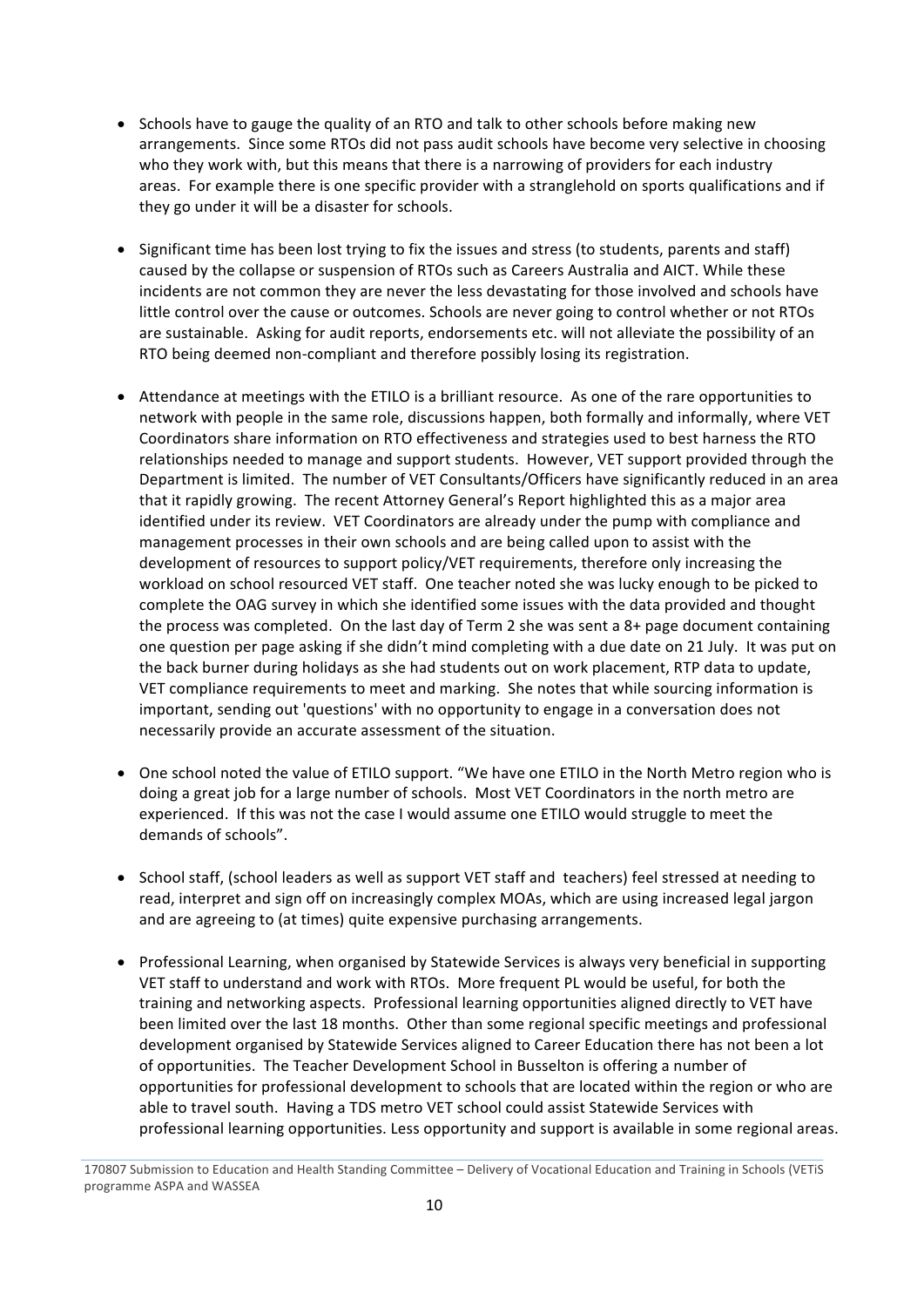- Schools have to gauge the quality of an RTO and talk to other schools before making new arrangements. Since some RTOs did not pass audit schools have become very selective in choosing who they work with, but this means that there is a narrowing of providers for each industry areas. For example there is one specific provider with a stranglehold on sports qualifications and if they go under it will be a disaster for schools.

- Significant time has been lost trying to fix the issues and stress (to students, parents and staff) caused by the collapse or suspension of RTOs such as Careers Australia and AICT. While these incidents are not common they are never the less devastating for those involved and schools have little control over the cause or outcomes. Schools are never going to control whether or not RTOs are sustainable. Asking for audit reports, endorsements etc. will not alleviate the possibility of an RTO being deemed non-compliant and therefore possibly losing its registration.

- Attendance at meetings with the ETILO is a brilliant resource. As one of the rare opportunities to network with people in the same role, discussions happen, both formally and informally, where VET Coordinators share information on RTO effectiveness and strategies used to best harness the RTO relationships needed to manage and support students. However, VET support provided through the Department is limited. The number of VET Consultants/Officers have significantly reduced in an area that it rapidly growing. The recent Attorney General's Report highlighted this as a major area identified under its review. VET Coordinators are already under the pump with compliance and management processes in their own schools and are being called upon to assist with the development of resources to support policy/VET requirements, therefore only increasing the workload on school resourced VET staff. One teacher noted she was lucky enough to be picked to complete the OAG survey in which she identified some issues with the data provided and thought the process was completed. On the last day of Term 2 she was sent a 8+ page document containing one question per page asking if she didn't mind completing with a due date on 21 July. It was put on the back burner during holidays as she had students out on work placement, RTP data to update, VET compliance requirements to meet and marking. She notes that while sourcing information is important, sending out 'questions' with no opportunity to engage in a conversation does not necessarily provide an accurate assessment of the situation.

- One school noted the value of ETILO support. "We have one ETILO in the North Metro region who is doing a great job for a large number of schools. Most VET Coordinators in the north metro are experienced. If this was not the case I would assume one ETILO would struggle to meet the demands of schools".

- School staff, (school leaders as well as support VET staff and teachers) feel stressed at needing to read, interpret and sign off on increasingly complex MOAs, which are using increased legal jargon and are agreeing to (at times) quite expensive purchasing arrangements.

- Professional Learning, when organised by Statewide Services is always very beneficial in supporting VET staff to understand and work with RTOs. More frequent PL would be useful, for both the training and networking aspects. Professional learning opportunities aligned directly to VET have been limited over the last 18 months. Other than some regional specific meetings and professional development organised by Statewide Services aligned to Career Education there has not been a lot of opportunities. The Teacher Development School in Busselton is offering a number of opportunities for professional development to schools that are located within the region or who are able to travel south. Having a TDS metro VET school could assist Statewide Services with professional learning opportunities. Less opportunity and support is available in some regional areas.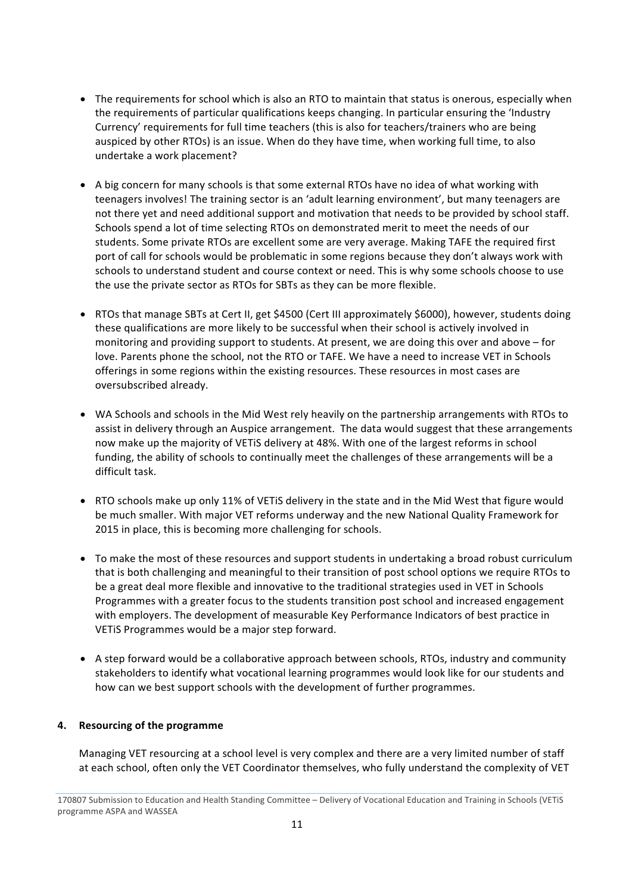- The requirements for school which is also an RTO to maintain that status is onerous, especially when the requirements of particular qualifications keeps changing. In particular ensuring the 'Industry Currency' requirements for full time teachers (this is also for teachers/trainers who are being auspiced by other RTOs) is an issue. When do they have time, when working full time, to also undertake a work placement?

- A big concern for many schools is that some external RTOs have no idea of what working with teenagers involves! The training sector is an 'adult learning environment', but many teenagers are not there yet and need additional support and motivation that needs to be provided by school staff. Schools spend a lot of time selecting RTOs on demonstrated merit to meet the needs of our students. Some private RTOs are excellent some are very average. Making TAFE the required first port of call for schools would be problematic in some regions because they don't always work with schools to understand student and course context or need. This is why some schools choose to use the use the private sector as RTOs for SBTs as they can be more flexible.

- RTOs that manage SBTs at Cert II, get $4500 (Cert III approximately $6000), however, students doing these qualifications are more likely to be successful when their school is actively involved in monitoring and providing support to students. At present, we are doing this over and above – for love. Parents phone the school, not the RTO or TAFE. We have a need to increase VET in Schools offerings in some regions within the existing resources. These resources in most cases are oversubscribed already.

- WA Schools and schools in the Mid West rely heavily on the partnership arrangements with RTOs to assist in delivery through an Auspice arrangement. The data would suggest that these arrangements now make up the majority of VETiS delivery at 48%. With one of the largest reforms in school funding, the ability of schools to continually meet the challenges of these arrangements will be a difficult task.

- RTO schools make up only 11% of VETiS delivery in the state and in the Mid West that figure would be much smaller. With major VET reforms underway and the new National Quality Framework for 2015 in place, this is becoming more challenging for schools.

- To make the most of these resources and support students in undertaking a broad robust curriculum that is both challenging and meaningful to their transition of post school options we require RTOs to be a great deal more flexible and innovative to the traditional strategies used in VET in Schools Programmes with a greater focus to the students transition post school and increased engagement with employers. The development of measurable Key Performance Indicators of best practice in VETiS Programmes would be a major step forward.

- A step forward would be a collaborative approach between schools, RTOs, industry and community stakeholders to identify what vocational learning programmes would look like for our students and how can we best support schools with the development of further programmes.

## 4. Resourcing of the programme

Managing VET resourcing at a school level is very complex and there are a very limited number of staff at each school, often only the VET Coordinator themselves, who fully understand the complexity of VET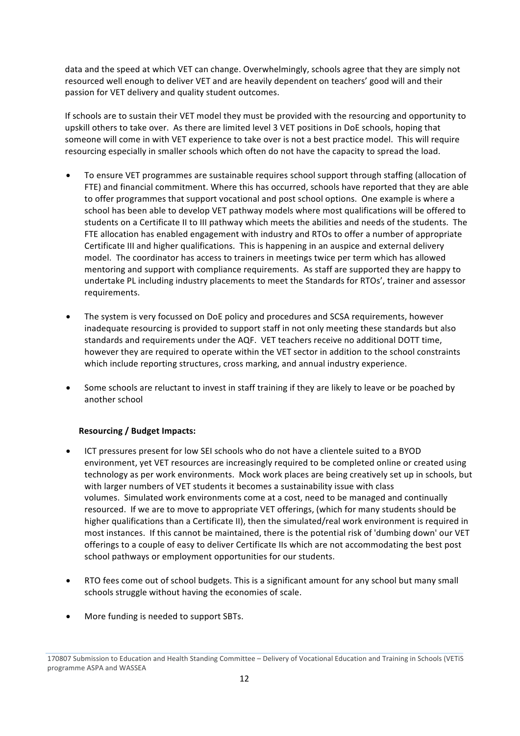data and the speed at which VET can change. Overwhelmingly, schools agree that they are simply not resourced well enough to deliver VET and are heavily dependent on teachers' good will and their passion for VET delivery and quality student outcomes.

If schools are to sustain their VET model they must be provided with the resourcing and opportunity to upskill others to take over. As there are limited level 3 VET positions in DoE schools, hoping that someone will come in with VET experience to take over is not a best practice model. This will require resourcing especially in smaller schools which often do not have the capacity to spread the load.

- To ensure VET programmes are sustainable requires school support through staffing (allocation of FTE) and financial commitment. Where this has occurred, schools have reported that they are able to offer programmes that support vocational and post school options. One example is where a school has been able to develop VET pathway models where most qualifications will be offered to students on a Certificate II to III pathway which meets the abilities and needs of the students. The FTE allocation has enabled engagement with industry and RTOs to offer a number of appropriate Certificate III and higher qualifications. This is happening in an auspice and external delivery model. The coordinator has access to trainers in meetings twice per term which has allowed mentoring and support with compliance requirements. As staff are supported they are happy to undertake PL including industry placements to meet the Standards for RTOs', trainer and assessor requirements.

- The system is very focussed on DoE policy and procedures and SCSA requirements, however inadequate resourcing is provided to support staff in not only meeting these standards but also standards and requirements under the AQF. VET teachers receive no additional DOTT time, however they are required to operate within the VET sector in addition to the school constraints which include reporting structures, cross marking, and annual industry experience.

- Some schools are reluctant to invest in staff training if they are likely to leave or be poached by another school

**Resourcing / Budget Impacts:**

- ICT pressures present for low SEI schools who do not have a clientele suited to a BYOD environment, yet VET resources are increasingly required to be completed online or created using technology as per work environments. Mock work places are being creatively set up in schools, but with larger numbers of VET students it becomes a sustainability issue with class volumes. Simulated work environments come at a cost, need to be managed and continually resourced. If we are to move to appropriate VET offerings, (which for many students should be higher qualifications than a Certificate II), then the simulated/real work environment is required in most instances. If this cannot be maintained, there is the potential risk of 'dumbing down' our VET offerings to a couple of easy to deliver Certificate IIs which are not accommodating the best post school pathways or employment opportunities for our students.

- RTO fees come out of school budgets. This is a significant amount for any school but many small schools struggle without having the economies of scale.

- More funding is needed to support SBTs.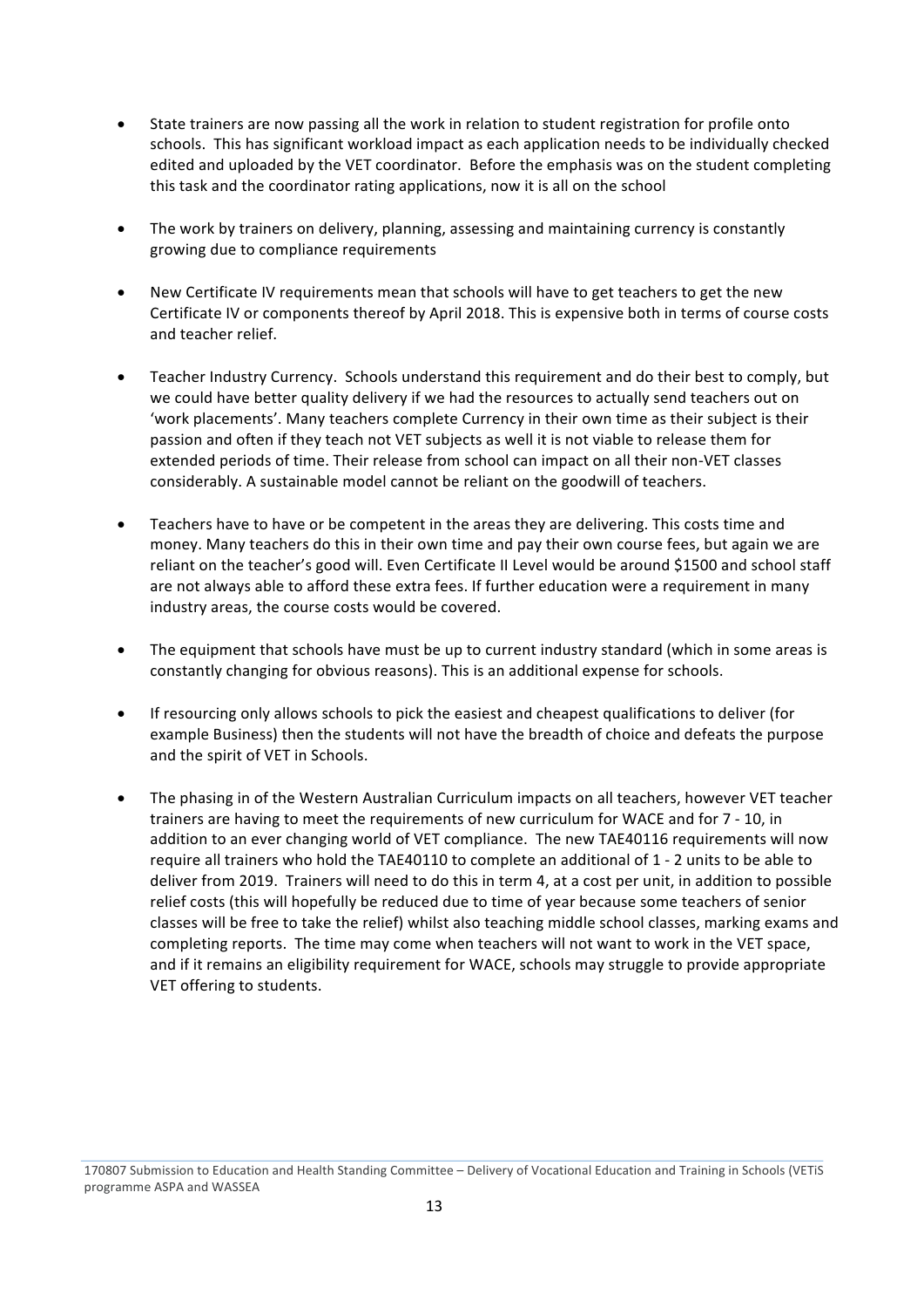- State trainers are now passing all the work in relation to student registration for profile onto schools. This has significant workload impact as each application needs to be individually checked edited and uploaded by the VET coordinator. Before the emphasis was on the student completing this task and the coordinator rating applications, now it is all on the school

- The work by trainers on delivery, planning, assessing and maintaining currency is constantly growing due to compliance requirements

- New Certificate IV requirements mean that schools will have to get teachers to get the new Certificate IV or components thereof by April 2018. This is expensive both in terms of course costs and teacher relief.

- Teacher Industry Currency. Schools understand this requirement and do their best to comply, but we could have better quality delivery if we had the resources to actually send teachers out on 'work placements'. Many teachers complete Currency in their own time as their subject is their passion and often if they teach not VET subjects as well it is not viable to release them for extended periods of time. Their release from school can impact on all their non-VET classes considerably. A sustainable model cannot be reliant on the goodwill of teachers.

- Teachers have to have or be competent in the areas they are delivering. This costs time and money. Many teachers do this in their own time and pay their own course fees, but again we are reliant on the teacher's good will. Even Certificate II Level would be around $1500 and school staff are not always able to afford these extra fees. If further education were a requirement in many industry areas, the course costs would be covered.

- The equipment that schools have must be up to current industry standard (which in some areas is constantly changing for obvious reasons). This is an additional expense for schools.

- If resourcing only allows schools to pick the easiest and cheapest qualifications to deliver (for example Business) then the students will not have the breadth of choice and defeats the purpose and the spirit of VET in Schools.

- The phasing in of the Western Australian Curriculum impacts on all teachers, however VET teacher trainers are having to meet the requirements of new curriculum for WACE and for 7 - 10, in addition to an ever changing world of VET compliance. The new TAE40116 requirements will now require all trainers who hold the TAE40110 to complete an additional of 1 - 2 units to be able to deliver from 2019. Trainers will need to do this in term 4, at a cost per unit, in addition to possible relief costs (this will hopefully be reduced due to time of year because some teachers of senior classes will be free to take the relief) whilst also teaching middle school classes, marking exams and completing reports. The time may come when teachers will not want to work in the VET space, and if it remains an eligibility requirement for WACE, schools may struggle to provide appropriate VET offering to students.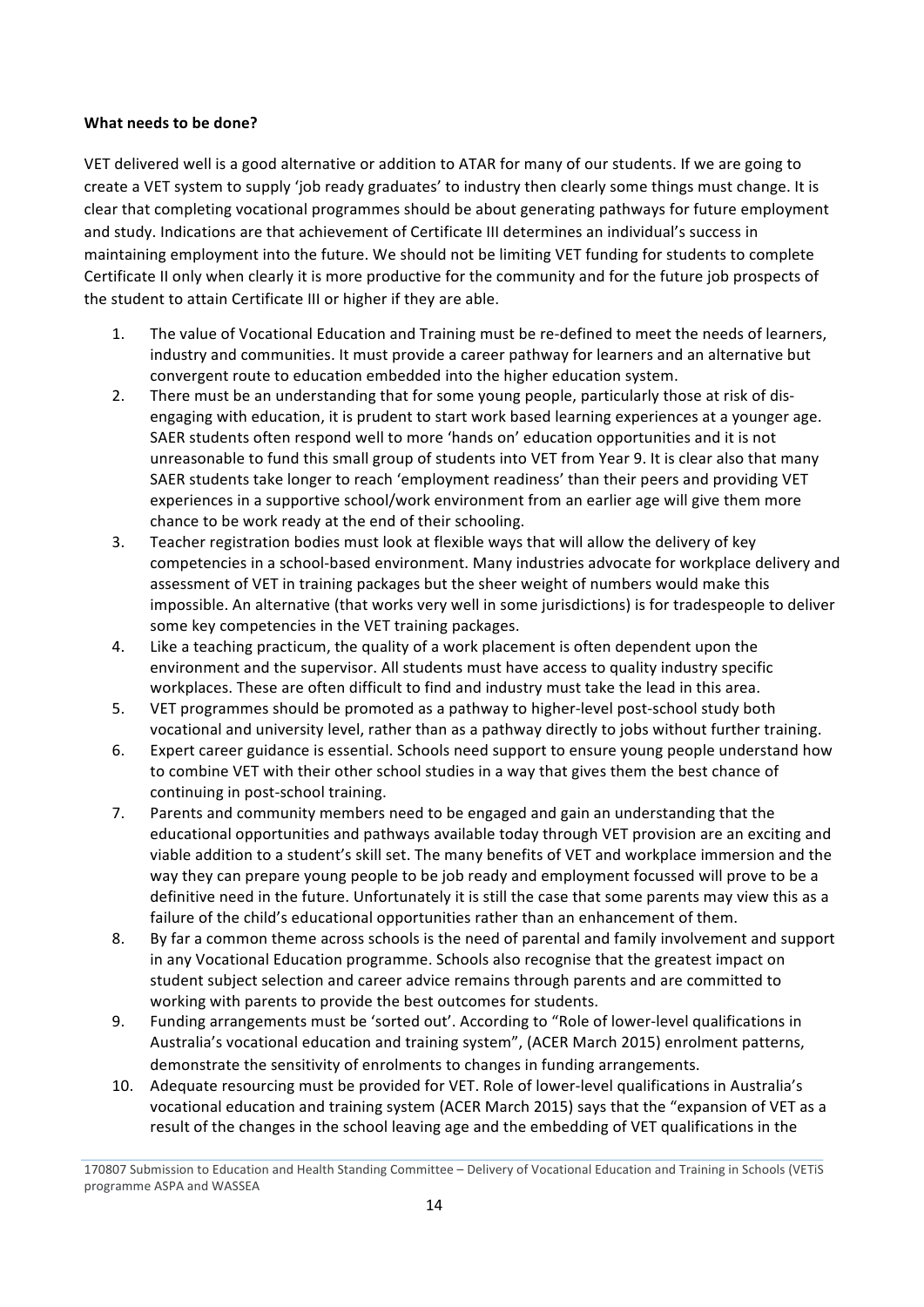**What needs to be done?**

VET delivered well is a good alternative or addition to ATAR for many of our students. If we are going to create a VET system to supply 'job ready graduates' to industry then clearly some things must change. It is clear that completing vocational programmes should be about generating pathways for future employment and study. Indications are that achievement of Certificate III determines an individual's success in maintaining employment into the future. We should not be limiting VET funding for students to complete Certificate II only when clearly it is more productive for the community and for the future job prospects of the student to attain Certificate III or higher if they are able.

1. The value of Vocational Education and Training must be re-defined to meet the needs of learners, industry and communities. It must provide a career pathway for learners and an alternative but convergent route to education embedded into the higher education system.
2. There must be an understanding that for some young people, particularly those at risk of dis-engaging with education, it is prudent to start work based learning experiences at a younger age. SAER students often respond well to more 'hands on' education opportunities and it is not unreasonable to fund this small group of students into VET from Year 9. It is clear also that many SAER students take longer to reach 'employment readiness' than their peers and providing VET experiences in a supportive school/work environment from an earlier age will give them more chance to be work ready at the end of their schooling.
3. Teacher registration bodies must look at flexible ways that will allow the delivery of key competencies in a school-based environment. Many industries advocate for workplace delivery and assessment of VET in training packages but the sheer weight of numbers would make this impossible. An alternative (that works very well in some jurisdictions) is for tradespeople to deliver some key competencies in the VET training packages.
4. Like a teaching practicum, the quality of a work placement is often dependent upon the environment and the supervisor. All students must have access to quality industry specific workplaces. These are often difficult to find and industry must take the lead in this area.
5. VET programmes should be promoted as a pathway to higher-level post-school study both vocational and university level, rather than as a pathway directly to jobs without further training.
6. Expert career guidance is essential. Schools need support to ensure young people understand how to combine VET with their other school studies in a way that gives them the best chance of continuing in post-school training.
7. Parents and community members need to be engaged and gain an understanding that the educational opportunities and pathways available today through VET provision are an exciting and viable addition to a student's skill set. The many benefits of VET and workplace immersion and the way they can prepare young people to be job ready and employment focussed will prove to be a definitive need in the future. Unfortunately it is still the case that some parents may view this as a failure of the child's educational opportunities rather than an enhancement of them.
8. By far a common theme across schools is the need of parental and family involvement and support in any Vocational Education programme. Schools also recognise that the greatest impact on student subject selection and career advice remains through parents and are committed to working with parents to provide the best outcomes for students.
9. Funding arrangements must be 'sorted out'. According to "Role of lower-level qualifications in Australia's vocational education and training system", (ACER March 2015) enrolment patterns, demonstrate the sensitivity of enrolments to changes in funding arrangements.
10. Adequate resourcing must be provided for VET. Role of lower-level qualifications in Australia's vocational education and training system (ACER March 2015) says that the "expansion of VET as a result of the changes in the school leaving age and the embedding of VET qualifications in the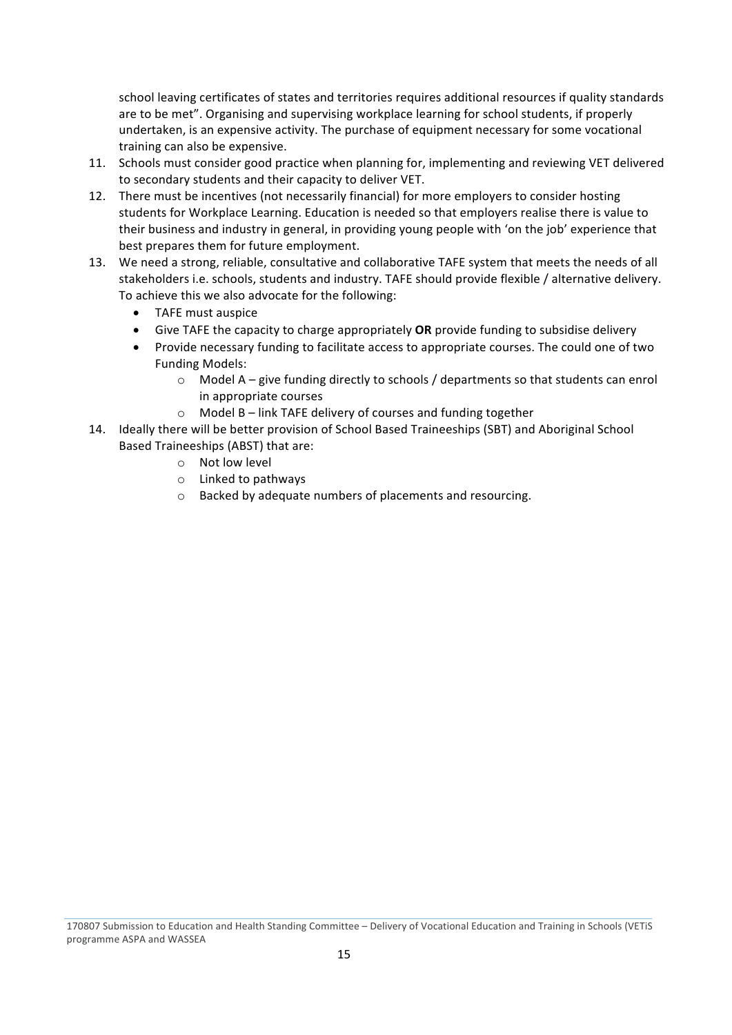school leaving certificates of states and territories requires additional resources if quality standards are to be met". Organising and supervising workplace learning for school students, if properly undertaken, is an expensive activity. The purchase of equipment necessary for some vocational training can also be expensive.

11. Schools must consider good practice when planning for, implementing and reviewing VET delivered to secondary students and their capacity to deliver VET.
12. There must be incentives (not necessarily financial) for more employers to consider hosting students for Workplace Learning. Education is needed so that employers realise there is value to their business and industry in general, in providing young people with 'on the job' experience that best prepares them for future employment.
13. We need a strong, reliable, consultative and collaborative TAFE system that meets the needs of all stakeholders i.e. schools, students and industry. TAFE should provide flexible / alternative delivery. To achieve this we also advocate for the following:
    - TAFE must auspice
    - Give TAFE the capacity to charge appropriately **OR** provide funding to subsidise delivery
    - Provide necessary funding to facilitate access to appropriate courses. The could one of two Funding Models:
        - Model A – give funding directly to schools / departments so that students can enrol in appropriate courses
        - Model B – link TAFE delivery of courses and funding together
14. Ideally there will be better provision of School Based Traineeships (SBT) and Aboriginal School Based Traineeships (ABST) that are:
    - Not low level
    - Linked to pathways
    - Backed by adequate numbers of placements and resourcing.